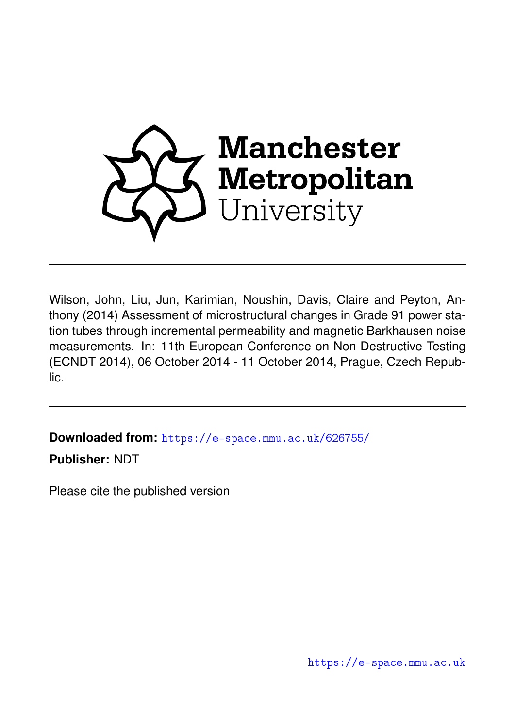Manchester Metropolitan University

Wilson, John, Liu, Jun, Karimian, Noushin, Davis, Claire and Peyton, Anthony (2014) Assessment of microstructural changes in Grade 91 power station tubes through incremental permeability and magnetic Barkhausen noise measurements. In: 11th European Conference on Non-Destructive Testing (ECNDT 2014), 06 October 2014 - 11 October 2014, Prague, Czech Republic.

---

**Downloaded from:** https://e-space.mmu.ac.uk/626755/

**Publisher:** NDT

Please cite the published version

https://e-space.mmu.ac.uk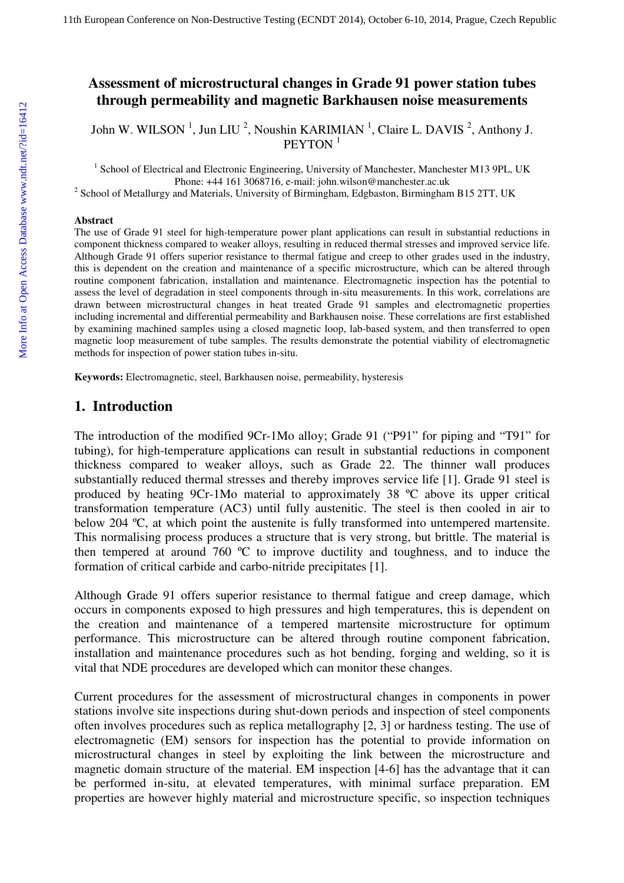# Assessment of microstructural changes in Grade 91 power station tubes through permeability and magnetic Barkhausen noise measurements

John W. WILSON [1], Jun LIU [2], Noushin KARIMIAN [1], Claire L. DAVIS [2], Anthony J. PEYTON [1]

[1] School of Electrical and Electronic Engineering, University of Manchester, Manchester M13 9PL, UK
Phone: +44 161 3068716, e-mail: john.wilson@manchester.ac.uk

[2] School of Metallurgy and Materials, University of Birmingham, Edgbaston, Birmingham B15 2TT, UK

**Abstract**

The use of Grade 91 steel for high-temperature power plant applications can result in substantial reductions in component thickness compared to weaker alloys, resulting in reduced thermal stresses and improved service life. Although Grade 91 offers superior resistance to thermal fatigue and creep to other grades used in the industry, this is dependent on the creation and maintenance of a specific microstructure, which can be altered through routine component fabrication, installation and maintenance. Electromagnetic inspection has the potential to assess the level of degradation in steel components through in-situ measurements. In this work, correlations are drawn between microstructural changes in heat treated Grade 91 samples and electromagnetic properties including incremental and differential permeability and Barkhausen noise. These correlations are first established by examining machined samples using a closed magnetic loop, lab-based system, and then transferred to open magnetic loop measurement of tube samples. The results demonstrate the potential viability of electromagnetic methods for inspection of power station tubes in-situ.

**Keywords:** Electromagnetic, steel, Barkhausen noise, permeability, hysteresis

## 1. Introduction

The introduction of the modified 9Cr-1Mo alloy; Grade 91 ("P91" for piping and "T91" for tubing), for high-temperature applications can result in substantial reductions in component thickness compared to weaker alloys, such as Grade 22. The thinner wall produces substantially reduced thermal stresses and thereby improves service life [1]. Grade 91 steel is produced by heating 9Cr-1Mo material to approximately 38 ºC above its upper critical transformation temperature (AC3) until fully austenitic. The steel is then cooled in air to below 204 ºC, at which point the austenite is fully transformed into untempered martensite. This normalising process produces a structure that is very strong, but brittle. The material is then tempered at around 760 ºC to improve ductility and toughness, and to induce the formation of critical carbide and carbo-nitride precipitates [1].

Although Grade 91 offers superior resistance to thermal fatigue and creep damage, which occurs in components exposed to high pressures and high temperatures, this is dependent on the creation and maintenance of a tempered martensite microstructure for optimum performance. This microstructure can be altered through routine component fabrication, installation and maintenance procedures such as hot bending, forging and welding, so it is vital that NDE procedures are developed which can monitor these changes.

Current procedures for the assessment of microstructural changes in components in power stations involve site inspections during shut-down periods and inspection of steel components often involves procedures such as replica metallography [2, 3] or hardness testing. The use of electromagnetic (EM) sensors for inspection has the potential to provide information on microstructural changes in steel by exploiting the link between the microstructure and magnetic domain structure of the material. EM inspection [4-6] has the advantage that it can be performed in-situ, at elevated temperatures, with minimal surface preparation. EM properties are however highly material and microstructure specific, so inspection techniques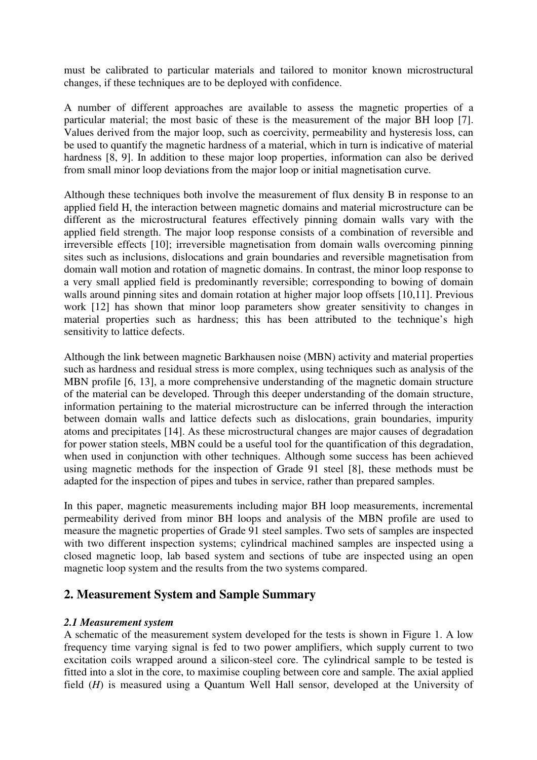must be calibrated to particular materials and tailored to monitor known microstructural changes, if these techniques are to be deployed with confidence.

A number of different approaches are available to assess the magnetic properties of a particular material; the most basic of these is the measurement of the major BH loop [7]. Values derived from the major loop, such as coercivity, permeability and hysteresis loss, can be used to quantify the magnetic hardness of a material, which in turn is indicative of material hardness [8, 9]. In addition to these major loop properties, information can also be derived from small minor loop deviations from the major loop or initial magnetisation curve.

Although these techniques both involve the measurement of flux density B in response to an applied field H, the interaction between magnetic domains and material microstructure can be different as the microstructural features effectively pinning domain walls vary with the applied field strength. The major loop response consists of a combination of reversible and irreversible effects [10]; irreversible magnetisation from domain walls overcoming pinning sites such as inclusions, dislocations and grain boundaries and reversible magnetisation from domain wall motion and rotation of magnetic domains. In contrast, the minor loop response to a very small applied field is predominantly reversible; corresponding to bowing of domain walls around pinning sites and domain rotation at higher major loop offsets [10,11]. Previous work [12] has shown that minor loop parameters show greater sensitivity to changes in material properties such as hardness; this has been attributed to the technique's high sensitivity to lattice defects.

Although the link between magnetic Barkhausen noise (MBN) activity and material properties such as hardness and residual stress is more complex, using techniques such as analysis of the MBN profile [6, 13], a more comprehensive understanding of the magnetic domain structure of the material can be developed. Through this deeper understanding of the domain structure, information pertaining to the material microstructure can be inferred through the interaction between domain walls and lattice defects such as dislocations, grain boundaries, impurity atoms and precipitates [14]. As these microstructural changes are major causes of degradation for power station steels, MBN could be a useful tool for the quantification of this degradation, when used in conjunction with other techniques. Although some success has been achieved using magnetic methods for the inspection of Grade 91 steel [8], these methods must be adapted for the inspection of pipes and tubes in service, rather than prepared samples.

In this paper, magnetic measurements including major BH loop measurements, incremental permeability derived from minor BH loops and analysis of the MBN profile are used to measure the magnetic properties of Grade 91 steel samples. Two sets of samples are inspected with two different inspection systems; cylindrical machined samples are inspected using a closed magnetic loop, lab based system and sections of tube are inspected using an open magnetic loop system and the results from the two systems compared.

## 2. Measurement System and Sample Summary

### *2.1 Measurement system*

A schematic of the measurement system developed for the tests is shown in Figure 1. A low frequency time varying signal is fed to two power amplifiers, which supply current to two excitation coils wrapped around a silicon-steel core. The cylindrical sample to be tested is fitted into a slot in the core, to maximise coupling between core and sample. The axial applied field ($H$) is measured using a Quantum Well Hall sensor, developed at the University of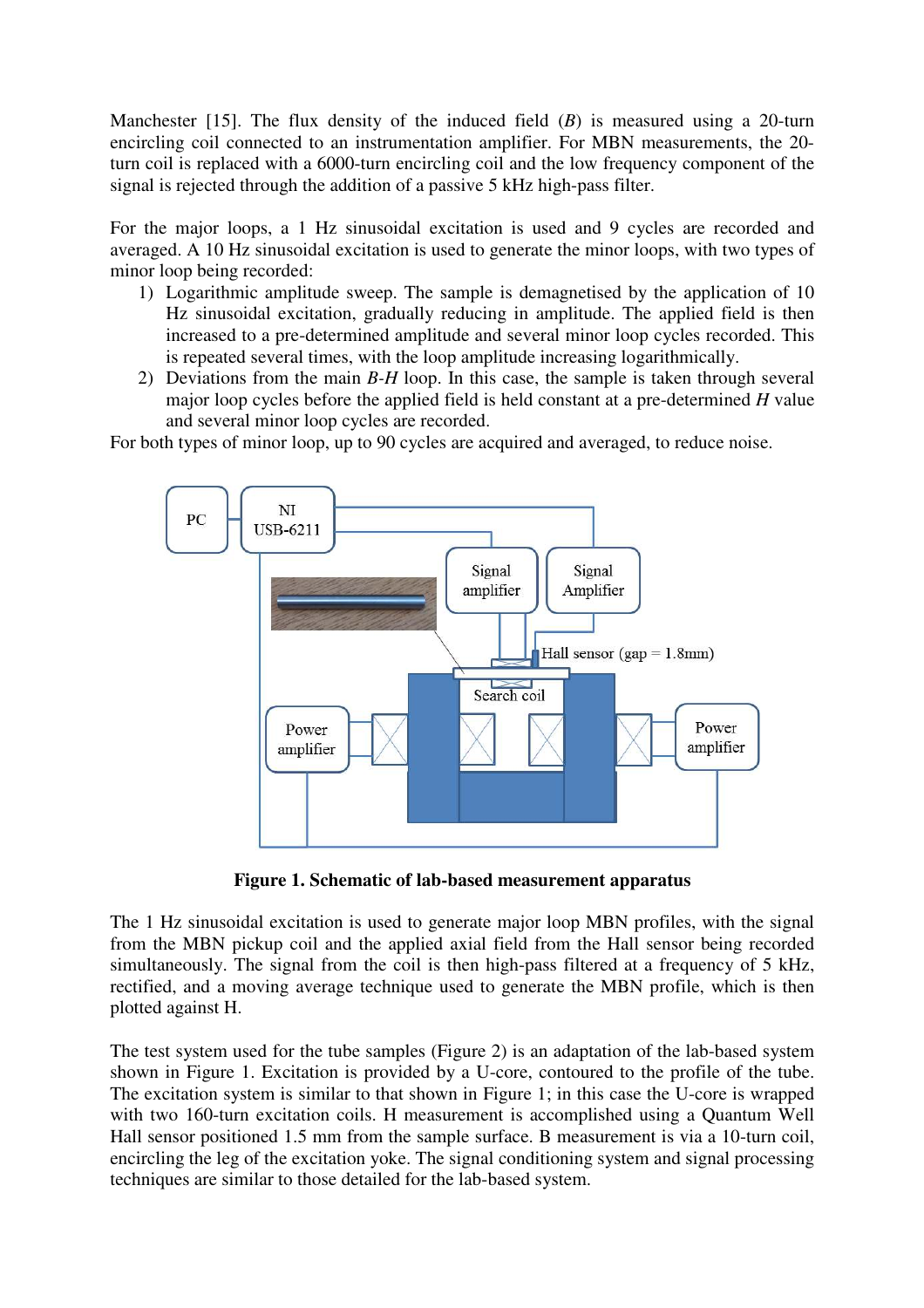Manchester [15]. The flux density of the induced field (*B*) is measured using a 20-turn encircling coil connected to an instrumentation amplifier. For MBN measurements, the 20-turn coil is replaced with a 6000-turn encircling coil and the low frequency component of the signal is rejected through the addition of a passive 5 kHz high-pass filter.

For the major loops, a 1 Hz sinusoidal excitation is used and 9 cycles are recorded and averaged. A 10 Hz sinusoidal excitation is used to generate the minor loops, with two types of minor loop being recorded:

1) Logarithmic amplitude sweep. The sample is demagnetised by the application of 10 Hz sinusoidal excitation, gradually reducing in amplitude. The applied field is then increased to a pre-determined amplitude and several minor loop cycles recorded. This is repeated several times, with the loop amplitude increasing logarithmically.
2) Deviations from the main *B*-*H* loop. In this case, the sample is taken through several major loop cycles before the applied field is held constant at a pre-determined *H* value and several minor loop cycles are recorded.

For both types of minor loop, up to 90 cycles are acquired and averaged, to reduce noise.

**Figure 1. Schematic of lab-based measurement apparatus**

The 1 Hz sinusoidal excitation is used to generate major loop MBN profiles, with the signal from the MBN pickup coil and the applied axial field from the Hall sensor being recorded simultaneously. The signal from the coil is then high-pass filtered at a frequency of 5 kHz, rectified, and a moving average technique used to generate the MBN profile, which is then plotted against H.

The test system used for the tube samples (Figure 2) is an adaptation of the lab-based system shown in Figure 1. Excitation is provided by a U-core, contoured to the profile of the tube. The excitation system is similar to that shown in Figure 1; in this case the U-core is wrapped with two 160-turn excitation coils. H measurement is accomplished using a Quantum Well Hall sensor positioned 1.5 mm from the sample surface. B measurement is via a 10-turn coil, encircling the leg of the excitation yoke. The signal conditioning system and signal processing techniques are similar to those detailed for the lab-based system.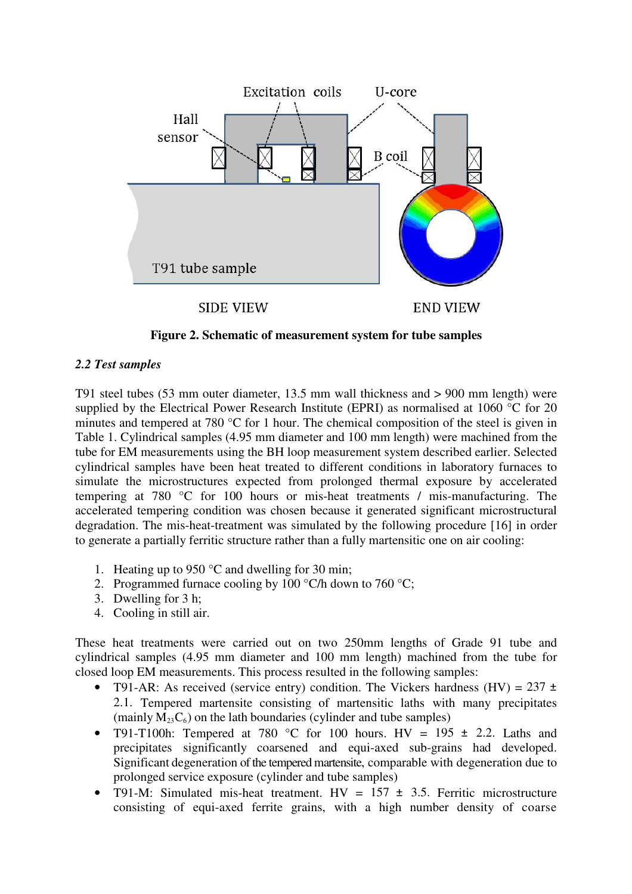**Figure 2. Schematic of measurement system for tube samples**

### *2.2 Test samples*

T91 steel tubes (53 mm outer diameter, 13.5 mm wall thickness and > 900 mm length) were supplied by the Electrical Power Research Institute (EPRI) as normalised at 1060 °C for 20 minutes and tempered at 780 °C for 1 hour. The chemical composition of the steel is given in Table 1. Cylindrical samples (4.95 mm diameter and 100 mm length) were machined from the tube for EM measurements using the BH loop measurement system described earlier. Selected cylindrical samples have been heat treated to different conditions in laboratory furnaces to simulate the microstructures expected from prolonged thermal exposure by accelerated tempering at 780 °C for 100 hours or mis-heat treatments / mis-manufacturing. The accelerated tempering condition was chosen because it generated significant microstructural degradation. The mis-heat-treatment was simulated by the following procedure [16] in order to generate a partially ferritic structure rather than a fully martensitic one on air cooling:

1. Heating up to 950 °C and dwelling for 30 min;
2. Programmed furnace cooling by 100 °C/h down to 760 °C;
3. Dwelling for 3 h;
4. Cooling in still air.

These heat treatments were carried out on two 250mm lengths of Grade 91 tube and cylindrical samples (4.95 mm diameter and 100 mm length) machined from the tube for closed loop EM measurements. This process resulted in the following samples:

- T91-AR: As received (service entry) condition. The Vickers hardness (HV) = 237 ± 2.1. Tempered martensite consisting of martensitic laths with many precipitates (mainly $M_{23}C_6$) on the lath boundaries (cylinder and tube samples)
- T91-T100h: Tempered at 780 °C for 100 hours. HV = 195 ± 2.2. Laths and precipitates significantly coarsened and equi-axed sub-grains had developed. Significant degeneration of the tempered martensite, comparable with degeneration due to prolonged service exposure (cylinder and tube samples)
- T91-M: Simulated mis-heat treatment. HV = 157 ± 3.5. Ferritic microstructure consisting of equi-axed ferrite grains, with a high number density of coarse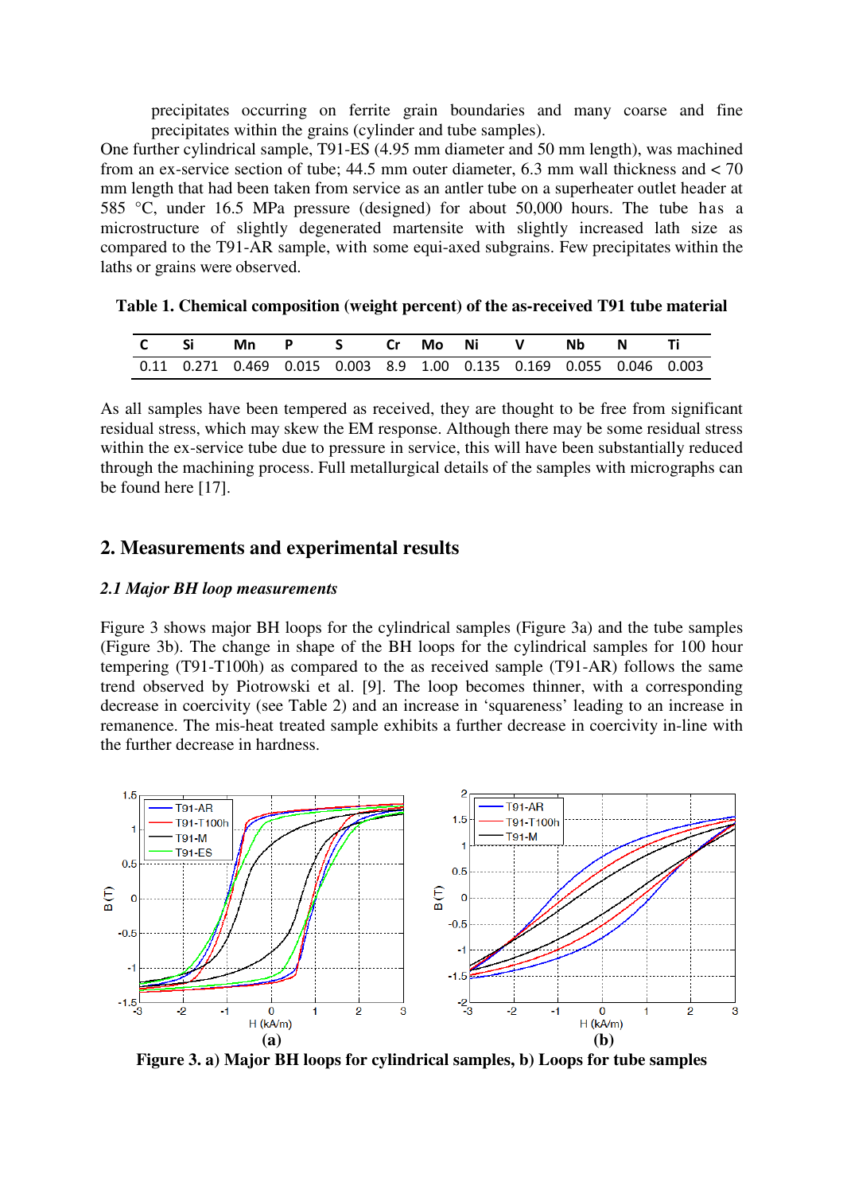precipitates occurring on ferrite grain boundaries and many coarse and fine precipitates within the grains (cylinder and tube samples).

One further cylindrical sample, T91-ES (4.95 mm diameter and 50 mm length), was machined from an ex-service section of tube; 44.5 mm outer diameter, 6.3 mm wall thickness and < 70 mm length that had been taken from service as an antler tube on a superheater outlet header at 585 °C, under 16.5 MPa pressure (designed) for about 50,000 hours. The tube has a microstructure of slightly degenerated martensite with slightly increased lath size as compared to the T91-AR sample, with some equi-axed subgrains. Few precipitates within the laths or grains were observed.

**Table 1. Chemical composition (weight percent) of the as-received T91 tube material**

| C | Si | Mn | P | S | Cr | Mo | Ni | V | Nb | N | Ti |
|---|---|---|---|---|---|---|---|---|---|---|---|
| 0.11 | 0.271 | 0.469 | 0.015 | 0.003 | 8.9 | 1.00 | 0.135 | 0.169 | 0.055 | 0.046 | 0.003 |

As all samples have been tempered as received, they are thought to be free from significant residual stress, which may skew the EM response. Although there may be some residual stress within the ex-service tube due to pressure in service, this will have been substantially reduced through the machining process. Full metallurgical details of the samples with micrographs can be found here [17].

## 2. Measurements and experimental results

### *2.1 Major BH loop measurements*

Figure 3 shows major BH loops for the cylindrical samples (Figure 3a) and the tube samples (Figure 3b). The change in shape of the BH loops for the cylindrical samples for 100 hour tempering (T91-T100h) as compared to the as received sample (T91-AR) follows the same trend observed by Piotrowski et al. [9]. The loop becomes thinner, with a corresponding decrease in coercivity (see Table 2) and an increase in 'squareness' leading to an increase in remanence. The mis-heat treated sample exhibits a further decrease in coercivity in-line with the further decrease in hardness.

**Figure 3. a) Major BH loops for cylindrical samples, b) Loops for tube samples**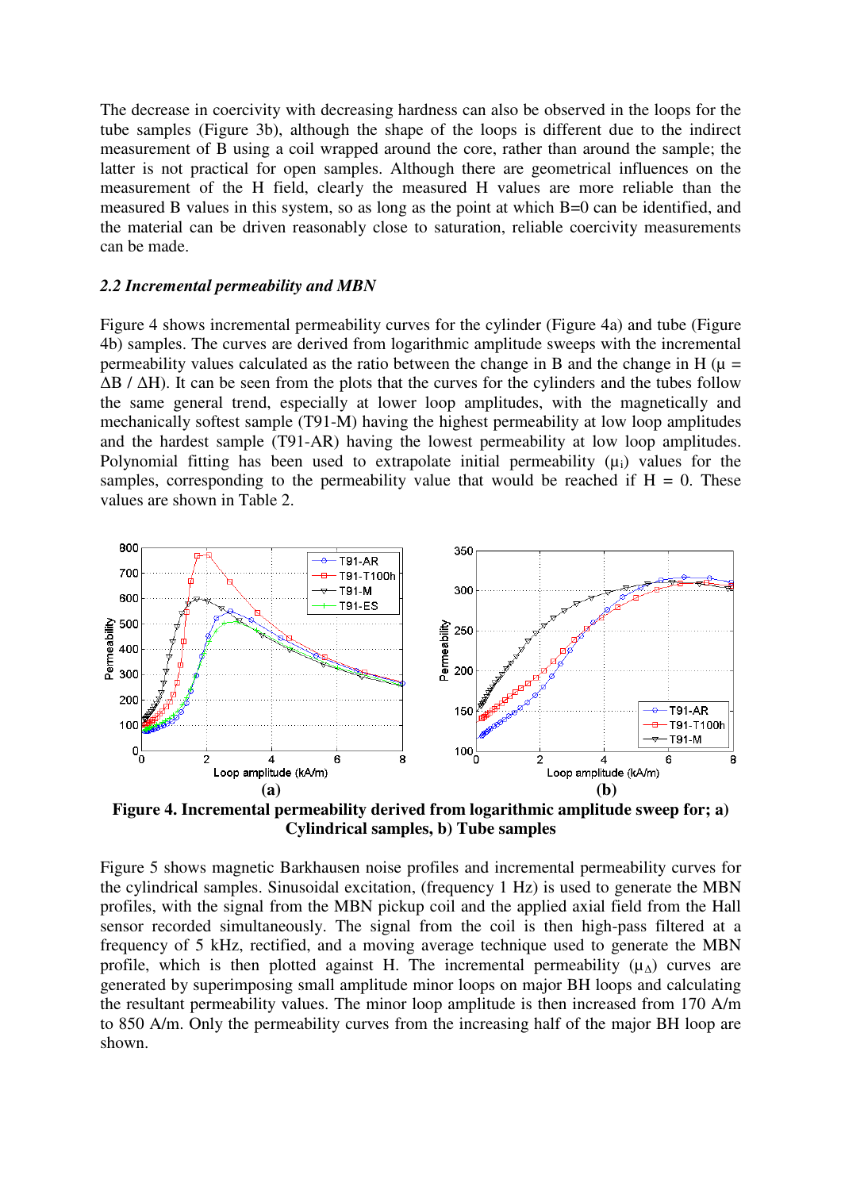The decrease in coercivity with decreasing hardness can also be observed in the loops for the tube samples (Figure 3b), although the shape of the loops is different due to the indirect measurement of B using a coil wrapped around the core, rather than around the sample; the latter is not practical for open samples. Although there are geometrical influences on the measurement of the H field, clearly the measured H values are more reliable than the measured B values in this system, so as long as the point at which B=0 can be identified, and the material can be driven reasonably close to saturation, reliable coercivity measurements can be made.

### *2.2 Incremental permeability and MBN*

Figure 4 shows incremental permeability curves for the cylinder (Figure 4a) and tube (Figure 4b) samples. The curves are derived from logarithmic amplitude sweeps with the incremental permeability values calculated as the ratio between the change in B and the change in H ($\mu = \Delta B / \Delta H$). It can be seen from the plots that the curves for the cylinders and the tubes follow the same general trend, especially at lower loop amplitudes, with the magnetically and mechanically softest sample (T91-M) having the highest permeability at low loop amplitudes and the hardest sample (T91-AR) having the lowest permeability at low loop amplitudes. Polynomial fitting has been used to extrapolate initial permeability ($\mu_i$) values for the samples, corresponding to the permeability value that would be reached if H = 0. These values are shown in Table 2.

**Figure 4. Incremental permeability derived from logarithmic amplitude sweep for; a) Cylindrical samples, b) Tube samples**

Figure 5 shows magnetic Barkhausen noise profiles and incremental permeability curves for the cylindrical samples. Sinusoidal excitation, (frequency 1 Hz) is used to generate the MBN profiles, with the signal from the MBN pickup coil and the applied axial field from the Hall sensor recorded simultaneously. The signal from the coil is then high-pass filtered at a frequency of 5 kHz, rectified, and a moving average technique used to generate the MBN profile, which is then plotted against H. The incremental permeability ($\mu_\Delta$) curves are generated by superimposing small amplitude minor loops on major BH loops and calculating the resultant permeability values. The minor loop amplitude is then increased from 170 A/m to 850 A/m. Only the permeability curves from the increasing half of the major BH loop are shown.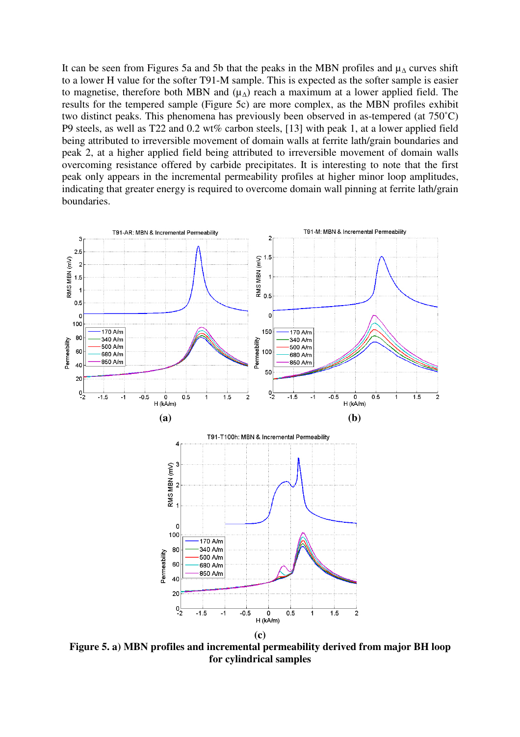It can be seen from Figures 5a and 5b that the peaks in the MBN profiles and $\mu_{\Delta}$ curves shift to a lower H value for the softer T91-M sample. This is expected as the softer sample is easier to magnetise, therefore both MBN and ($\mu_{\Delta}$) reach a maximum at a lower applied field. The results for the tempered sample (Figure 5c) are more complex, as the MBN profiles exhibit two distinct peaks. This phenomena has previously been observed in as-tempered (at 750˚C) P9 steels, as well as T22 and 0.2 wt% carbon steels, [13] with peak 1, at a lower applied field being attributed to irreversible movement of domain walls at ferrite lath/grain boundaries and peak 2, at a higher applied field being attributed to irreversible movement of domain walls overcoming resistance offered by carbide precipitates. It is interesting to note that the first peak only appears in the incremental permeability profiles at higher minor loop amplitudes, indicating that greater energy is required to overcome domain wall pinning at ferrite lath/grain boundaries.

**Figure 5. a) MBN profiles and incremental permeability derived from major BH loop for cylindrical samples**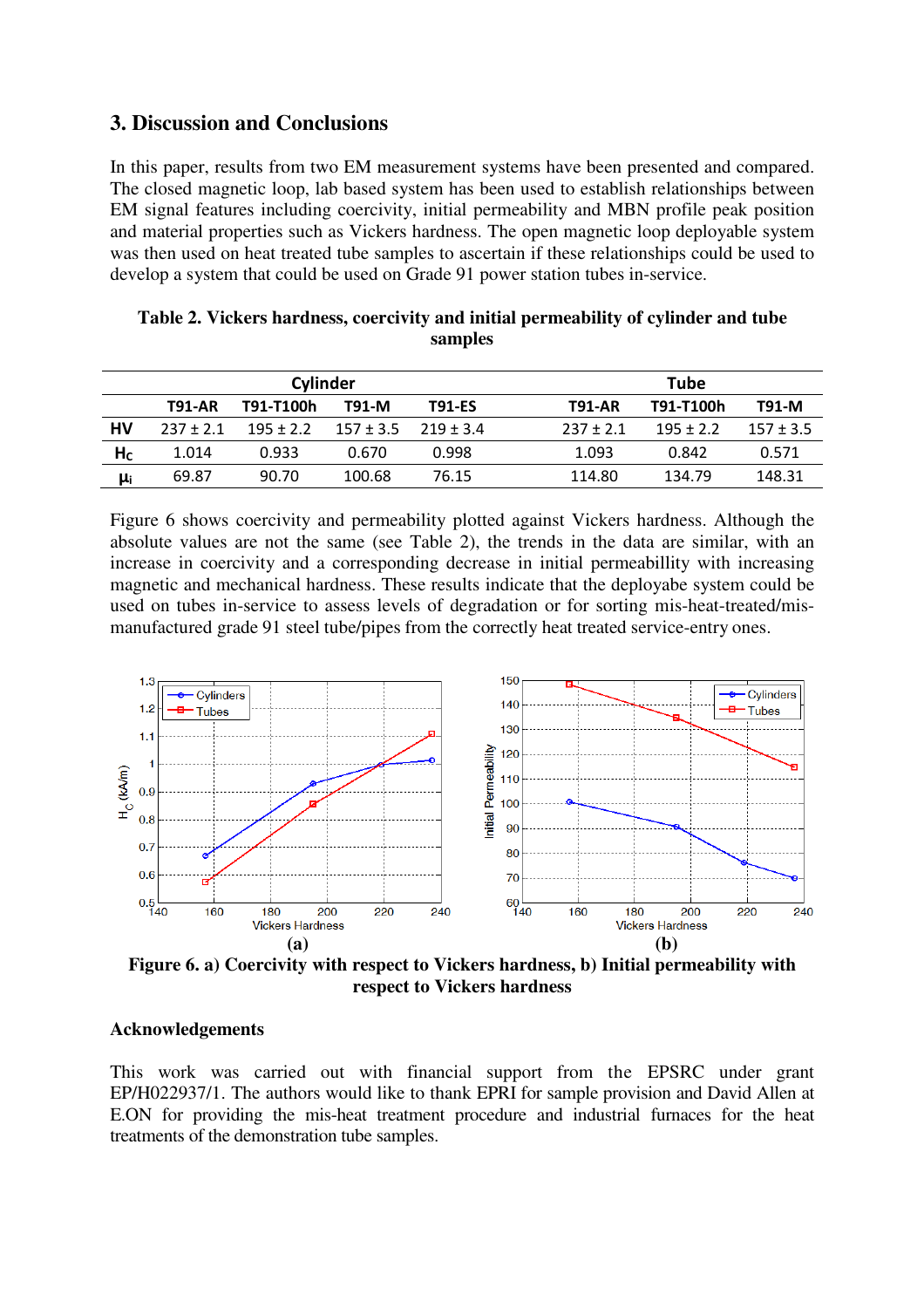## 3. Discussion and Conclusions

In this paper, results from two EM measurement systems have been presented and compared. The closed magnetic loop, lab based system has been used to establish relationships between EM signal features including coercivity, initial permeability and MBN profile peak position and material properties such as Vickers hardness. The open magnetic loop deployable system was then used on heat treated tube samples to ascertain if these relationships could be used to develop a system that could be used on Grade 91 power station tubes in-service.

**Table 2. Vickers hardness, coercivity and initial permeability of cylinder and tube samples**

| | Cylinder | | | | Tube | | |
|---|---|---|---|---|---|---|---|
| | T91-AR | T91-T100h | T91-M | T91-ES | T91-AR | T91-T100h | T91-M |
| HV | 237 ± 2.1 | 195 ± 2.2 | 157 ± 3.5 | 219 ± 3.4 | 237 ± 2.1 | 195 ± 2.2 | 157 ± 3.5 |
| $H_C$ | 1.014 | 0.933 | 0.670 | 0.998 | 1.093 | 0.842 | 0.571 |
| $\mu_i$ | 69.87 | 90.70 | 100.68 | 76.15 | 114.80 | 134.79 | 148.31 |

Figure 6 shows coercivity and permeability plotted against Vickers hardness. Although the absolute values are not the same (see Table 2), the trends in the data are similar, with an increase in coercivity and a corresponding decrease in initial permeabillity with increasing magnetic and mechanical hardness. These results indicate that the deployabe system could be used on tubes in-service to assess levels of degradation or for sorting mis-heat-treated/mis-manufactured grade 91 steel tube/pipes from the correctly heat treated service-entry ones.

**Figure 6. a) Coercivity with respect to Vickers hardness, b) Initial permeability with respect to Vickers hardness**

### Acknowledgements

This work was carried out with financial support from the EPSRC under grant EP/H022937/1. The authors would like to thank EPRI for sample provision and David Allen at E.ON for providing the mis-heat treatment procedure and industrial furnaces for the heat treatments of the demonstration tube samples.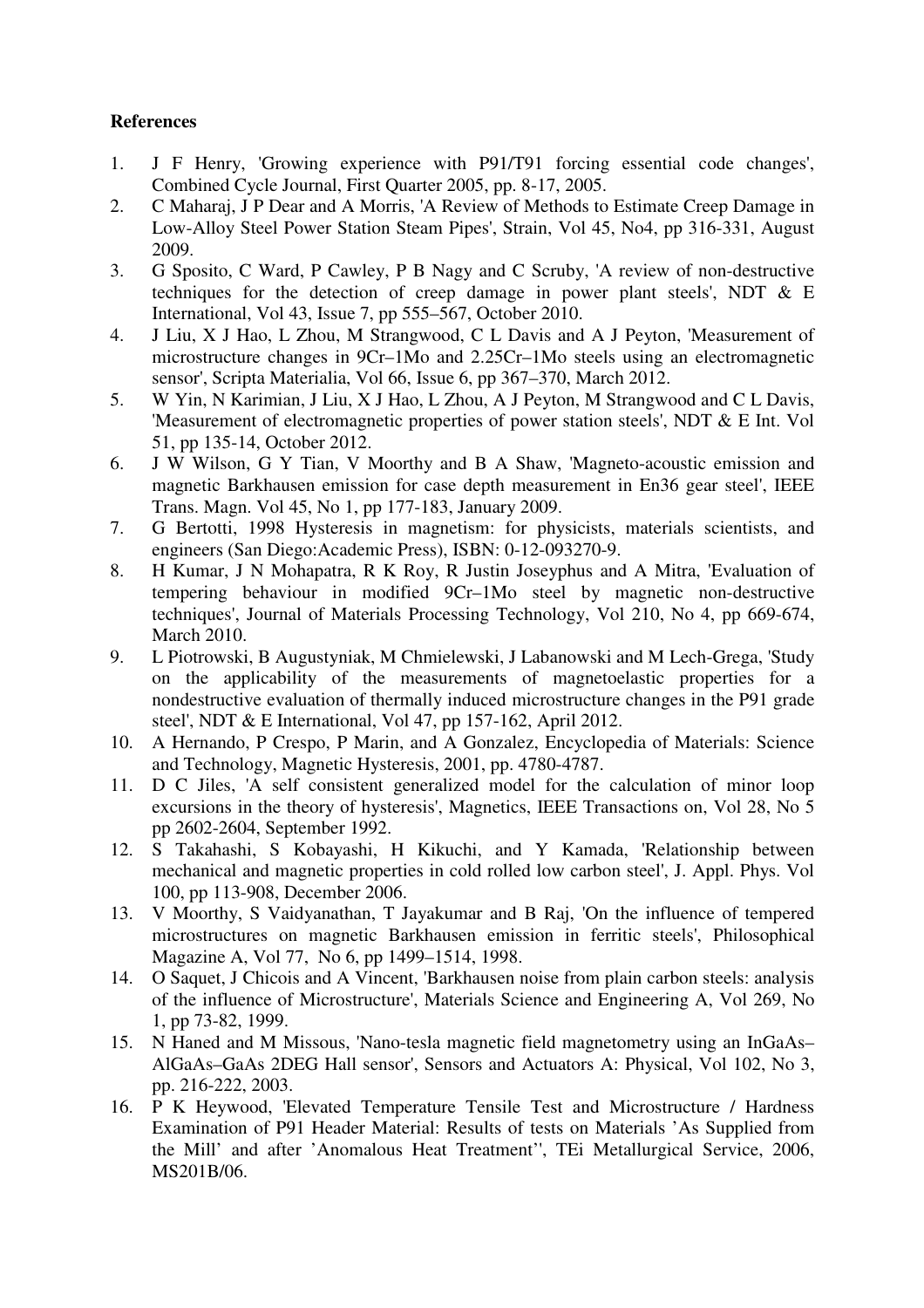**References**

1. J F Henry, 'Growing experience with P91/T91 forcing essential code changes', Combined Cycle Journal, First Quarter 2005, pp. 8-17, 2005.
2. C Maharaj, J P Dear and A Morris, 'A Review of Methods to Estimate Creep Damage in Low-Alloy Steel Power Station Steam Pipes', Strain, Vol 45, No4, pp 316-331, August 2009.
3. G Sposito, C Ward, P Cawley, P B Nagy and C Scruby, 'A review of non-destructive techniques for the detection of creep damage in power plant steels', NDT & E International, Vol 43, Issue 7, pp 555–567, October 2010.
4. J Liu, X J Hao, L Zhou, M Strangwood, C L Davis and A J Peyton, 'Measurement of microstructure changes in 9Cr–1Mo and 2.25Cr–1Mo steels using an electromagnetic sensor', Scripta Materialia, Vol 66, Issue 6, pp 367–370, March 2012.
5. W Yin, N Karimian, J Liu, X J Hao, L Zhou, A J Peyton, M Strangwood and C L Davis, 'Measurement of electromagnetic properties of power station steels', NDT & E Int. Vol 51, pp 135-14, October 2012.
6. J W Wilson, G Y Tian, V Moorthy and B A Shaw, 'Magneto-acoustic emission and magnetic Barkhausen emission for case depth measurement in En36 gear steel', IEEE Trans. Magn. Vol 45, No 1, pp 177-183, January 2009.
7. G Bertotti, 1998 Hysteresis in magnetism: for physicists, materials scientists, and engineers (San Diego:Academic Press), ISBN: 0-12-093270-9.
8. H Kumar, J N Mohapatra, R K Roy, R Justin Joseyphus and A Mitra, 'Evaluation of tempering behaviour in modified 9Cr–1Mo steel by magnetic non-destructive techniques', Journal of Materials Processing Technology, Vol 210, No 4, pp 669-674, March 2010.
9. L Piotrowski, B Augustyniak, M Chmielewski, J Labanowski and M Lech-Grega, 'Study on the applicability of the measurements of magnetoelastic properties for a nondestructive evaluation of thermally induced microstructure changes in the P91 grade steel', NDT & E International, Vol 47, pp 157-162, April 2012.
10. A Hernando, P Crespo, P Marin, and A Gonzalez, Encyclopedia of Materials: Science and Technology, Magnetic Hysteresis, 2001, pp. 4780-4787.
11. D C Jiles, 'A self consistent generalized model for the calculation of minor loop excursions in the theory of hysteresis', Magnetics, IEEE Transactions on, Vol 28, No 5 pp 2602-2604, September 1992.
12. S Takahashi, S Kobayashi, H Kikuchi, and Y Kamada, 'Relationship between mechanical and magnetic properties in cold rolled low carbon steel', J. Appl. Phys. Vol 100, pp 113-908, December 2006.
13. V Moorthy, S Vaidyanathan, T Jayakumar and B Raj, 'On the influence of tempered microstructures on magnetic Barkhausen emission in ferritic steels', Philosophical Magazine A, Vol 77, No 6, pp 1499–1514, 1998.
14. O Saquet, J Chicois and A Vincent, 'Barkhausen noise from plain carbon steels: analysis of the influence of Microstructure', Materials Science and Engineering A, Vol 269, No 1, pp 73-82, 1999.
15. N Haned and M Missous, 'Nano-tesla magnetic field magnetometry using an InGaAs–AlGaAs–GaAs 2DEG Hall sensor', Sensors and Actuators A: Physical, Vol 102, No 3, pp. 216-222, 2003.
16. P K Heywood, 'Elevated Temperature Tensile Test and Microstructure / Hardness Examination of P91 Header Material: Results of tests on Materials 'As Supplied from the Mill' and after 'Anomalous Heat Treatment'', TEi Metallurgical Service, 2006, MS201B/06.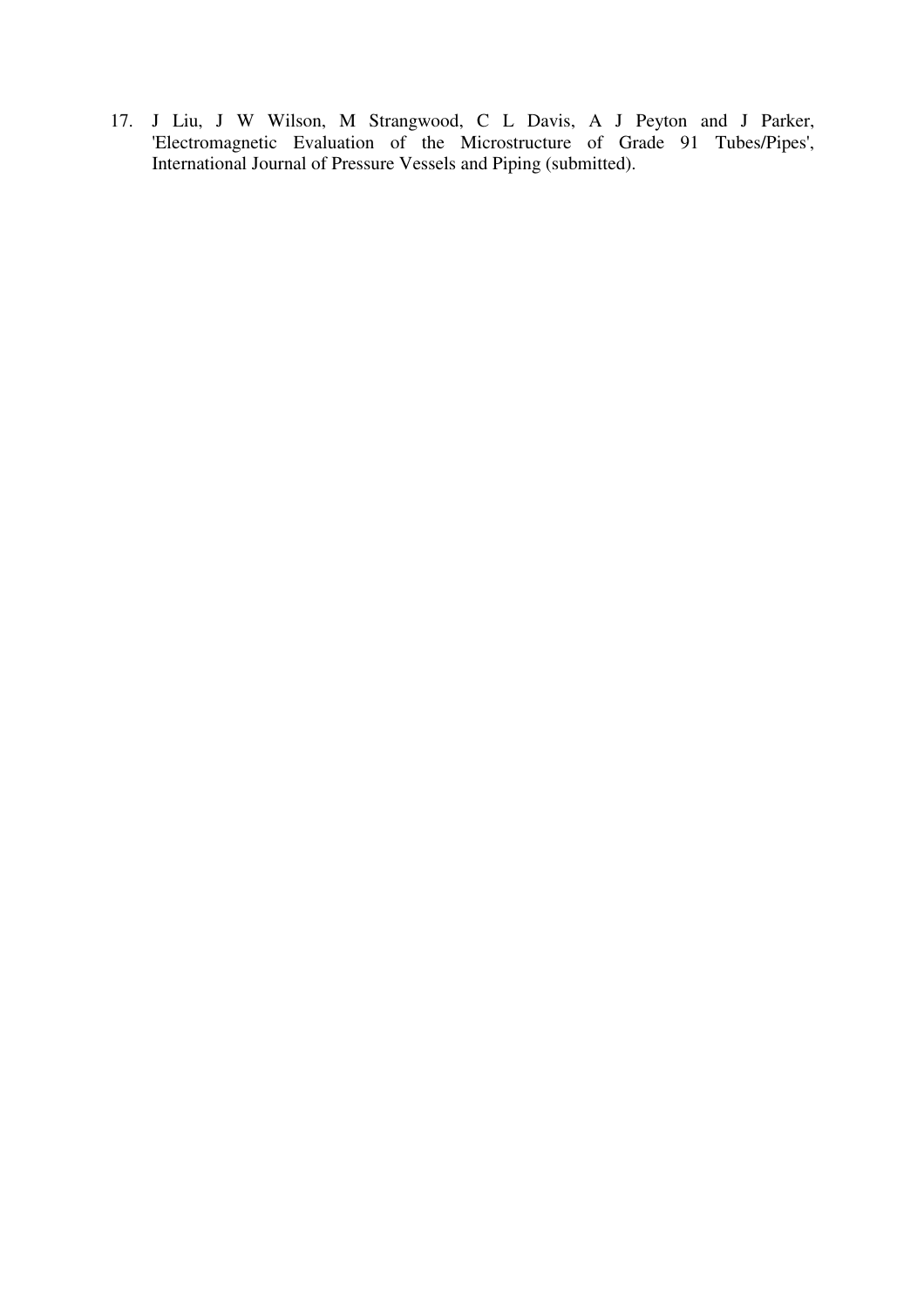17. J Liu, J W Wilson, M Strangwood, C L Davis, A J Peyton and J Parker, 'Electromagnetic Evaluation of the Microstructure of Grade 91 Tubes/Pipes', International Journal of Pressure Vessels and Piping (submitted).